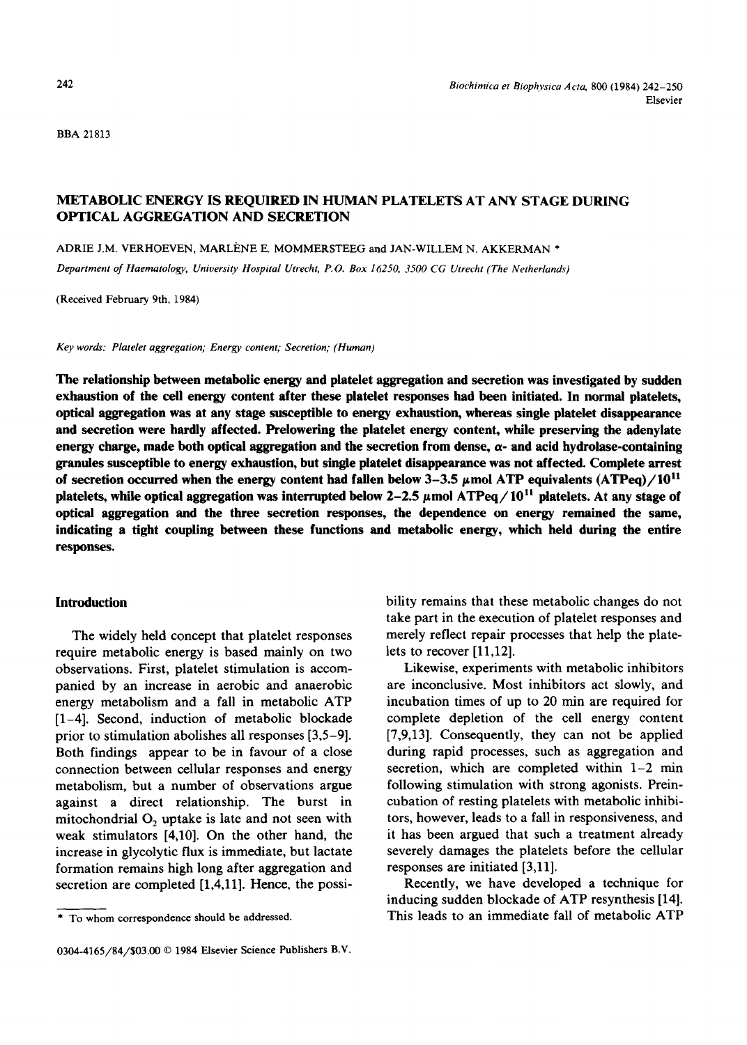BBA 21813

# METABOLIC ENERGY IS REQUIRED IN HUMAN PLATELETS AT ANY STAGE DURING OPTICAL AGGREGATION AND SECRETION

ADRIE J.M. VERHOEVEN, MARLÈNE E. MOMMERSTEEG and JAN-WILLEM N. AKKERMAN *

*Department of Haematology, University Hospital Utrecht, P.O. Box 16250, 3500 CG Utrecht (The Netherlands)*

(Received February 9th, 1984)

*Key words: Platelet aggregation; Energy content; Secretion; (Human)*

**The relationship between metabolic energy and platelet aggregation and secretion was investigated by sudden exhaustion of the cell energy content after these platelet responses had been initiated. In normal platelets, optical aggregation was at any stage susceptible to energy exhaustion, whereas single platelet disappearance and secretion were hardly affected. Prelowering the platelet energy content, while preserving the adenylate energy charge, made both optical aggregation and the secretion from dense, α- and acid hydrolase-containing granules susceptible to energy exhaustion, but single platelet disappearance was not affected. Complete arrest of secretion occurred when the energy content had fallen below 3–3.5 μmol ATP equivalents (ATPeq)/$10^{11}$ platelets, while optical aggregation was interrupted below 2–2.5 μmol ATPeq/$10^{11}$ platelets. At any stage of optical aggregation and the three secretion responses, the dependence on energy remained the same, indicating a tight coupling between these functions and metabolic energy, which held during the entire responses.**

## Introduction

The widely held concept that platelet responses require metabolic energy is based mainly on two observations. First, platelet stimulation is accompanied by an increase in aerobic and anaerobic energy metabolism and a fall in metabolic ATP [1–4]. Second, induction of metabolic blockade prior to stimulation abolishes all responses [3,5–9]. Both findings appear to be in favour of a close connection between cellular responses and energy metabolism, but a number of observations argue against a direct relationship. The burst in mitochondrial $O_2$ uptake is late and not seen with weak stimulators [4,10]. On the other hand, the increase in glycolytic flux is immediate, but lactate formation remains high long after aggregation and secretion are completed [1,4,11]. Hence, the possibility remains that these metabolic changes do not take part in the execution of platelet responses and merely reflect repair processes that help the platelets to recover [11,12].

Likewise, experiments with metabolic inhibitors are inconclusive. Most inhibitors act slowly, and incubation times of up to 20 min are required for complete depletion of the cell energy content [7,9,13]. Consequently, they can not be applied during rapid processes, such as aggregation and secretion, which are completed within 1–2 min following stimulation with strong agonists. Preincubation of resting platelets with metabolic inhibitors, however, leads to a fall in responsiveness, and it has been argued that such a treatment already severely damages the platelets before the cellular responses are initiated [3,11].

Recently, we have developed a technique for inducing sudden blockade of ATP resynthesis [14]. This leads to an immediate fall of metabolic ATP

* To whom correspondence should be addressed.

0304-4165/84/$03.00 © 1984 Elsevier Science Publishers B.V.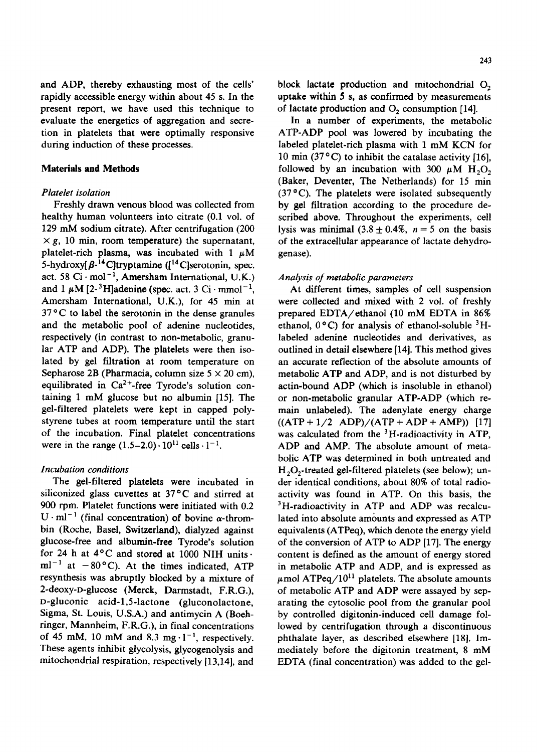and ADP, thereby exhausting most of the cells' rapidly accessible energy within about 45 s. In the present report, we have used this technique to evaluate the energetics of aggregation and secretion in platelets that were optimally responsive during induction of these processes.

## Materials and Methods

### *Platelet isolation*

Freshly drawn venous blood was collected from healthy human volunteers into citrate (0.1 vol. of 129 mM sodium citrate). After centrifugation (200 $\times g$, 10 min, room temperature) the supernatant, platelet-rich plasma, was incubated with 1 $\mu$M 5-hydroxy[$\beta$-$^{14}$C]tryptamine ([$^{14}$C]serotonin, spec. act. 58 Ci $\cdot$ mol$^{-1}$, Amersham International, U.K.) and 1 $\mu$M [2-$^{3}$H]adenine (spec. act. 3 Ci $\cdot$ mmol$^{-1}$, Amersham International, U.K.), for 45 min at 37°C to label the serotonin in the dense granules and the metabolic pool of adenine nucleotides, respectively (in contrast to non-metabolic, granular ATP and ADP). The platelets were then isolated by gel filtration at room temperature on Sepharose 2B (Pharmacia, column size 5 $\times$ 20 cm), equilibrated in $Ca^{2+}$-free Tyrode's solution containing 1 mM glucose but no albumin [15]. The gel-filtered platelets were kept in capped polystyrene tubes at room temperature until the start of the incubation. Final platelet concentrations were in the range $(1.5–2.0) \cdot 10^{11}$ cells $\cdot$ l$^{-1}$.

### *Incubation conditions*

The gel-filtered platelets were incubated in siliconized glass cuvettes at 37°C and stirred at 900 rpm. Platelet functions were initiated with 0.2 U $\cdot$ ml$^{-1}$ (final concentration) of bovine $\alpha$-thrombin (Roche, Basel, Switzerland), dialyzed against glucose-free and albumin-free Tyrode's solution for 24 h at 4°C and stored at 1000 NIH units $\cdot$ ml$^{-1}$ at $-80$°C). At the times indicated, ATP resynthesis was abruptly blocked by a mixture of 2-deoxy-D-glucose (Merck, Darmstadt, F.R.G.), D-gluconic acid-1,5-lactone (gluconolactone, Sigma, St. Louis, U.S.A.) and antimycin A (Boehringer, Mannheim, F.R.G.), in final concentrations of 45 mM, 10 mM and 8.3 mg $\cdot$ l$^{-1}$, respectively. These agents inhibit glycolysis, glycogenolysis and mitochondrial respiration, respectively [13,14], and block lactate production and mitochondrial $O_2$ uptake within 5 s, as confirmed by measurements of lactate production and $O_2$ consumption [14].

In a number of experiments, the metabolic ATP-ADP pool was lowered by incubating the labeled platelet-rich plasma with 1 mM KCN for 10 min (37°C) to inhibit the catalase activity [16], followed by an incubation with 300 $\mu$M $H_2O_2$ (Baker, Deventer, The Netherlands) for 15 min (37°C). The platelets were isolated subsequently by gel filtration according to the procedure described above. Throughout the experiments, cell lysis was minimal (3.8 $\pm$ 0.4%, $n = 5$ on the basis of the extracellular appearance of lactate dehydrogenase).

### *Analysis of metabolic parameters*

At different times, samples of cell suspension were collected and mixed with 2 vol. of freshly prepared EDTA/ethanol (10 mM EDTA in 86% ethanol, 0°C) for analysis of ethanol-soluble $^{3}$H-labeled adenine nucleotides and derivatives, as outlined in detail elsewhere [14]. This method gives an accurate reflection of the absolute amounts of metabolic ATP and ADP, and is not disturbed by actin-bound ADP (which is insoluble in ethanol) or non-metabolic granular ATP-ADP (which remain unlabeled). The adenylate energy charge $((\text{ATP} + 1/2\ \text{ADP})/(\text{ATP} + \text{ADP} + \text{AMP}))$ [17] was calculated from the $^{3}$H-radioactivity in ATP, ADP and AMP. The absolute amount of metabolic ATP was determined in both untreated and $H_2O_2$-treated gel-filtered platelets (see below); under identical conditions, about 80% of total radioactivity was found in ATP. On this basis, the $^{3}$H-radioactivity in ATP and ADP was recalculated into absolute amounts and expressed as ATP equivalents (ATPeq), which denote the energy yield of the conversion of ATP to ADP [17]. The energy content is defined as the amount of energy stored in metabolic ATP and ADP, and is expressed as $\mu$mol ATPeq/$10^{11}$ platelets. The absolute amounts of metabolic ATP and ADP were assayed by separating the cytosolic pool from the granular pool by controlled digitonin-induced cell damage followed by centrifugation through a discontinuous phthalate layer, as described elsewhere [18]. Immediately before the digitonin treatment, 8 mM EDTA (final concentration) was added to the gel-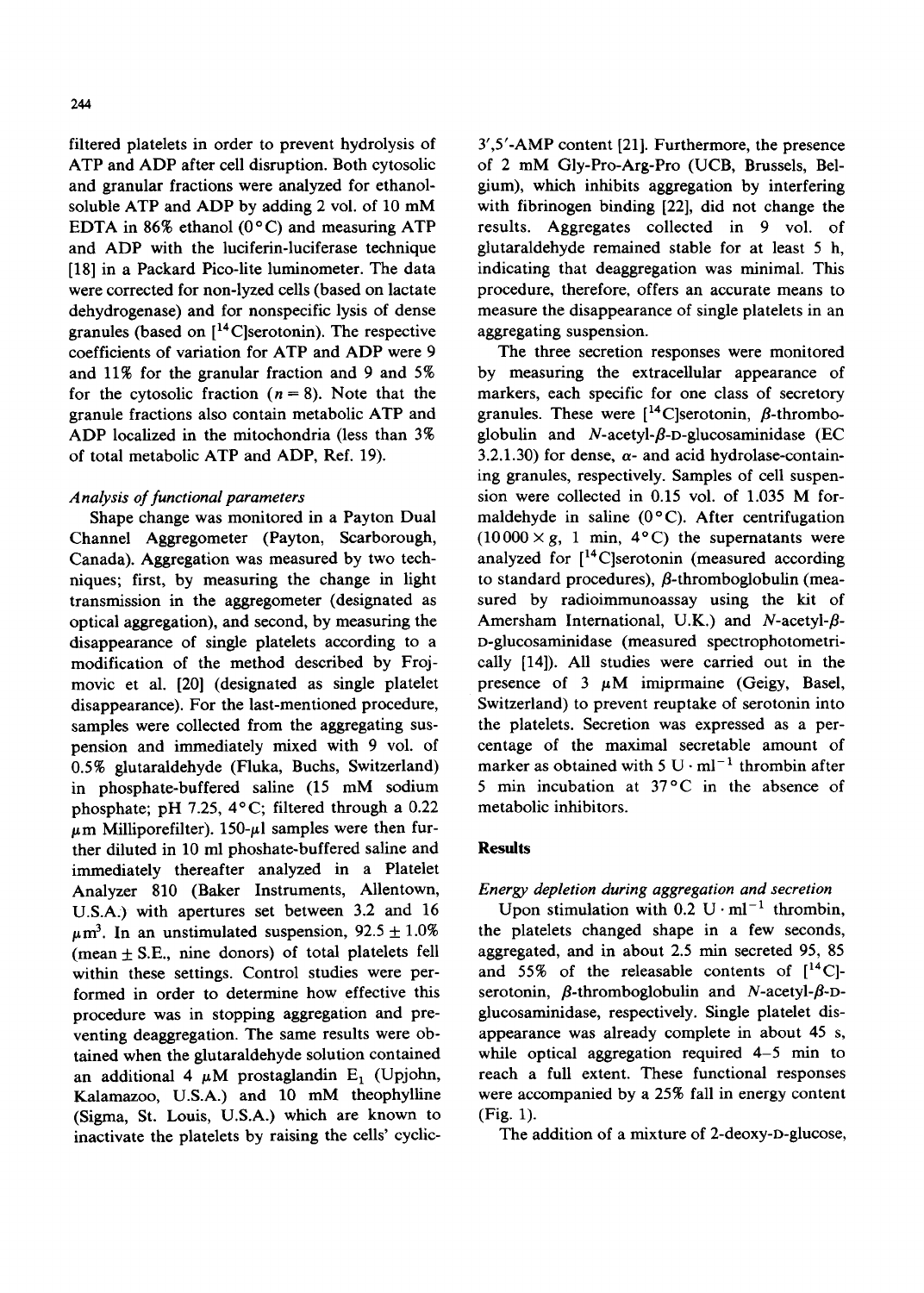filtered platelets in order to prevent hydrolysis of ATP and ADP after cell disruption. Both cytosolic and granular fractions were analyzed for ethanol-soluble ATP and ADP by adding 2 vol. of 10 mM EDTA in 86% ethanol (0°C) and measuring ATP and ADP with the luciferin-luciferase technique [18] in a Packard Pico-lite luminometer. The data were corrected for non-lyzed cells (based on lactate dehydrogenase) and for nonspecific lysis of dense granules (based on [$^{14}$C]serotonin). The respective coefficients of variation for ATP and ADP were 9 and 11% for the granular fraction and 9 and 5% for the cytosolic fraction ($n = 8$). Note that the granule fractions also contain metabolic ATP and ADP localized in the mitochondria (less than 3% of total metabolic ATP and ADP, Ref. 19).

### *Analysis of functional parameters*

Shape change was monitored in a Payton Dual Channel Aggregometer (Payton, Scarborough, Canada). Aggregation was measured by two techniques; first, by measuring the change in light transmission in the aggregometer (designated as optical aggregation), and second, by measuring the disappearance of single platelets according to a modification of the method described by Frojmovic et al. [20] (designated as single platelet disappearance). For the last-mentioned procedure, samples were collected from the aggregating suspension and immediately mixed with 9 vol. of 0.5% glutaraldehyde (Fluka, Buchs, Switzerland) in phosphate-buffered saline (15 mM sodium phosphate; pH 7.25, 4°C; filtered through a 0.22 μm Milliporefilter). 150-μl samples were then further diluted in 10 ml phoshate-buffered saline and immediately thereafter analyzed in a Platelet Analyzer 810 (Baker Instruments, Allentown, U.S.A.) with apertures set between 3.2 and 16 $\mu m^3$. In an unstimulated suspension, 92.5 ± 1.0% (mean ± S.E., nine donors) of total platelets fell within these settings. Control studies were performed in order to determine how effective this procedure was in stopping aggregation and preventing deaggregation. The same results were obtained when the glutaraldehyde solution contained an additional 4 μM prostaglandin $E_1$ (Upjohn, Kalamazoo, U.S.A.) and 10 mM theophylline (Sigma, St. Louis, U.S.A.) which are known to inactivate the platelets by raising the cells' cyclic-3',5'-AMP content [21]. Furthermore, the presence of 2 mM Gly-Pro-Arg-Pro (UCB, Brussels, Belgium), which inhibits aggregation by interfering with fibrinogen binding [22], did not change the results. Aggregates collected in 9 vol. of glutaraldehyde remained stable for at least 5 h, indicating that deaggregation was minimal. This procedure, therefore, offers an accurate means to measure the disappearance of single platelets in an aggregating suspension.

The three secretion responses were monitored by measuring the extracellular appearance of markers, each specific for one class of secretory granules. These were [$^{14}$C]serotonin, β-thromboglobulin and *N*-acetyl-β-D-glucosaminidase (EC 3.2.1.30) for dense, α- and acid hydrolase-containing granules, respectively. Samples of cell suspension were collected in 0.15 vol. of 1.035 M formaldehyde in saline (0°C). After centrifugation (10000 × g, 1 min, 4°C) the supernatants were analyzed for [$^{14}$C]serotonin (measured according to standard procedures), β-thromboglobulin (measured by radioimmunoassay using the kit of Amersham International, U.K.) and *N*-acetyl-β-D-glucosaminidase (measured spectrophotometrically [14]). All studies were carried out in the presence of 3 μM imiprmaine (Geigy, Basel, Switzerland) to prevent reuptake of serotonin into the platelets. Secretion was expressed as a percentage of the maximal secretable amount of marker as obtained with 5 $U \cdot ml^{-1}$ thrombin after 5 min incubation at 37°C in the absence of metabolic inhibitors.

## Results

### *Energy depletion during aggregation and secretion*

Upon stimulation with 0.2 $U \cdot ml^{-1}$ thrombin, the platelets changed shape in a few seconds, aggregated, and in about 2.5 min secreted 95, 85 and 55% of the releasable contents of [$^{14}$C]-serotonin, β-thromboglobulin and *N*-acetyl-β-D-glucosaminidase, respectively. Single platelet disappearance was already complete in about 45 s, while optical aggregation required 4–5 min to reach a full extent. These functional responses were accompanied by a 25% fall in energy content (Fig. 1).

The addition of a mixture of 2-deoxy-D-glucose,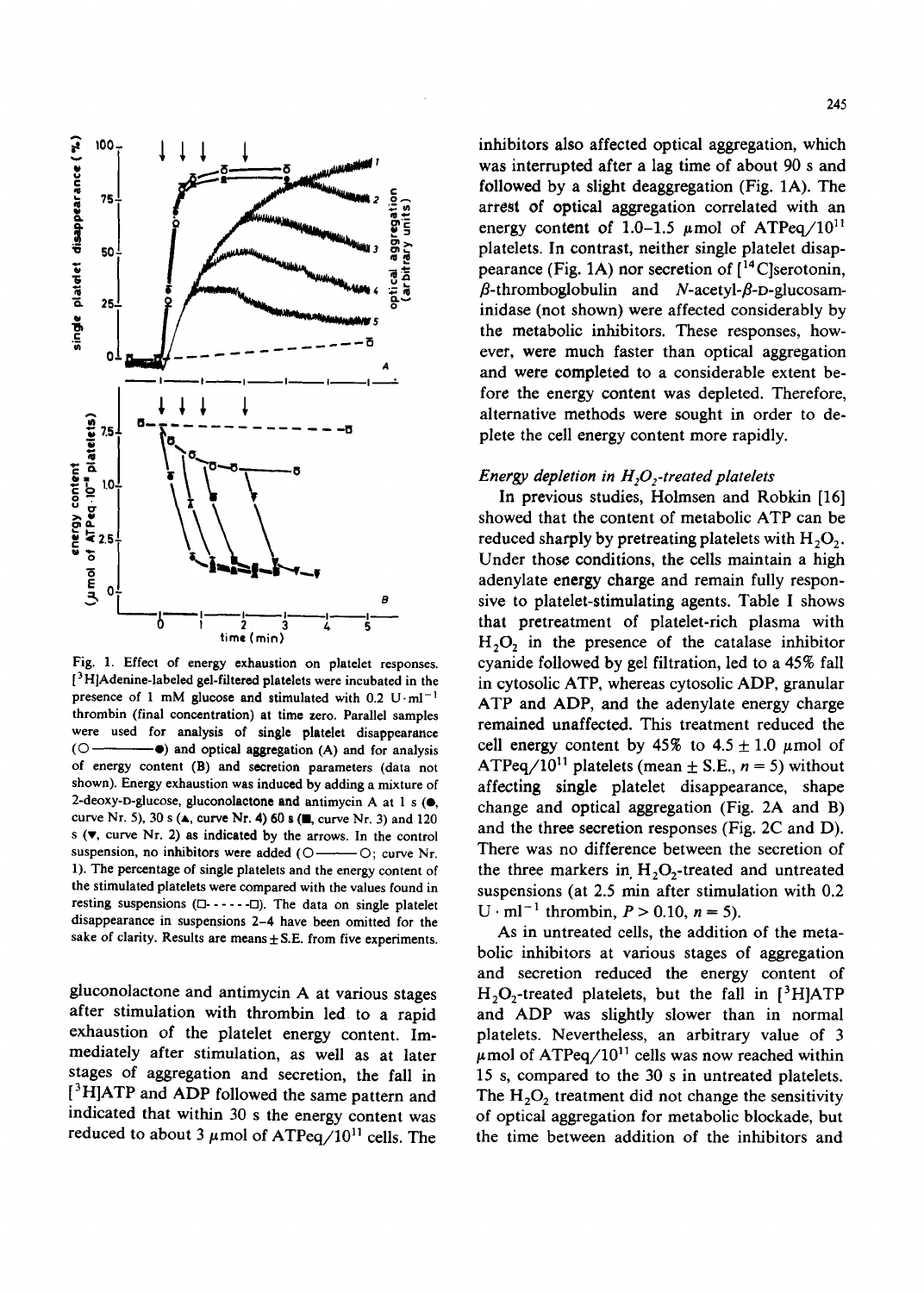Fig. 1. Effect of energy exhaustion on platelet responses. [$^3$H]Adenine-labeled gel-filtered platelets were incubated in the presence of 1 mM glucose and stimulated with 0.2 U·ml$^{-1}$ thrombin (final concentration) at time zero. Parallel samples were used for analysis of single platelet disappearance (○———●) and optical aggregation (A) and for analysis of energy content (B) and secretion parameters (data not shown). Energy exhaustion was induced by adding a mixture of 2-deoxy-D-glucose, gluconolactone and antimycin A at 1 s (●, curve Nr. 5), 30 s (▲, curve Nr. 4) 60 s (■, curve Nr. 3) and 120 s (▼, curve Nr. 2) as indicated by the arrows. In the control suspension, no inhibitors were added (○———○; curve Nr. 1). The percentage of single platelets and the energy content of the stimulated platelets were compared with the values found in resting suspensions (□- - - - -□). The data on single platelet disappearance in suspensions 2–4 have been omitted for the sake of clarity. Results are means ± S.E. from five experiments.

gluconolactone and antimycin A at various stages after stimulation with thrombin led to a rapid exhaustion of the platelet energy content. Immediately after stimulation, as well as at later stages of aggregation and secretion, the fall in [$^3$H]ATP and ADP followed the same pattern and indicated that within 30 s the energy content was reduced to about 3 μmol of ATPeq/$10^{11}$ cells. The inhibitors also affected optical aggregation, which was interrupted after a lag time of about 90 s and followed by a slight deaggregation (Fig. 1A). The arrest of optical aggregation correlated with an energy content of 1.0–1.5 μmol of ATPeq/$10^{11}$ platelets. In contrast, neither single platelet disappearance (Fig. 1A) nor secretion of [$^{14}$C]serotonin, β-thromboglobulin and *N*-acetyl-β-D-glucosaminidase (not shown) were affected considerably by the metabolic inhibitors. These responses, however, were much faster than optical aggregation and were completed to a considerable extent before the energy content was depleted. Therefore, alternative methods were sought in order to deplete the cell energy content more rapidly.

### *Energy depletion in $H_2O_2$-treated platelets*

In previous studies, Holmsen and Robkin [16] showed that the content of metabolic ATP can be reduced sharply by pretreating platelets with $H_2O_2$. Under those conditions, the cells maintain a high adenylate energy charge and remain fully responsive to platelet-stimulating agents. Table I shows that pretreatment of platelet-rich plasma with $H_2O_2$ in the presence of the catalase inhibitor cyanide followed by gel filtration, led to a 45% fall in cytosolic ATP, whereas cytosolic ADP, granular ATP and ADP, and the adenylate energy charge remained unaffected. This treatment reduced the cell energy content by 45% to 4.5 ± 1.0 μmol of ATPeq/$10^{11}$ platelets (mean ± S.E., $n = 5$) without affecting single platelet disappearance, shape change and optical aggregation (Fig. 2A and B) and the three secretion responses (Fig. 2C and D). There was no difference between the secretion of the three markers in $H_2O_2$-treated and untreated suspensions (at 2.5 min after stimulation with 0.2 U·ml$^{-1}$ thrombin, $P > 0.10$, $n = 5$).

As in untreated cells, the addition of the metabolic inhibitors at various stages of aggregation and secretion reduced the energy content of $H_2O_2$-treated platelets, but the fall in [$^3$H]ATP and ADP was slightly slower than in normal platelets. Nevertheless, an arbitrary value of 3 μmol of ATPeq/$10^{11}$ cells was now reached within 15 s, compared to the 30 s in untreated platelets. The $H_2O_2$ treatment did not change the sensitivity of optical aggregation for metabolic blockade, but the time between addition of the inhibitors and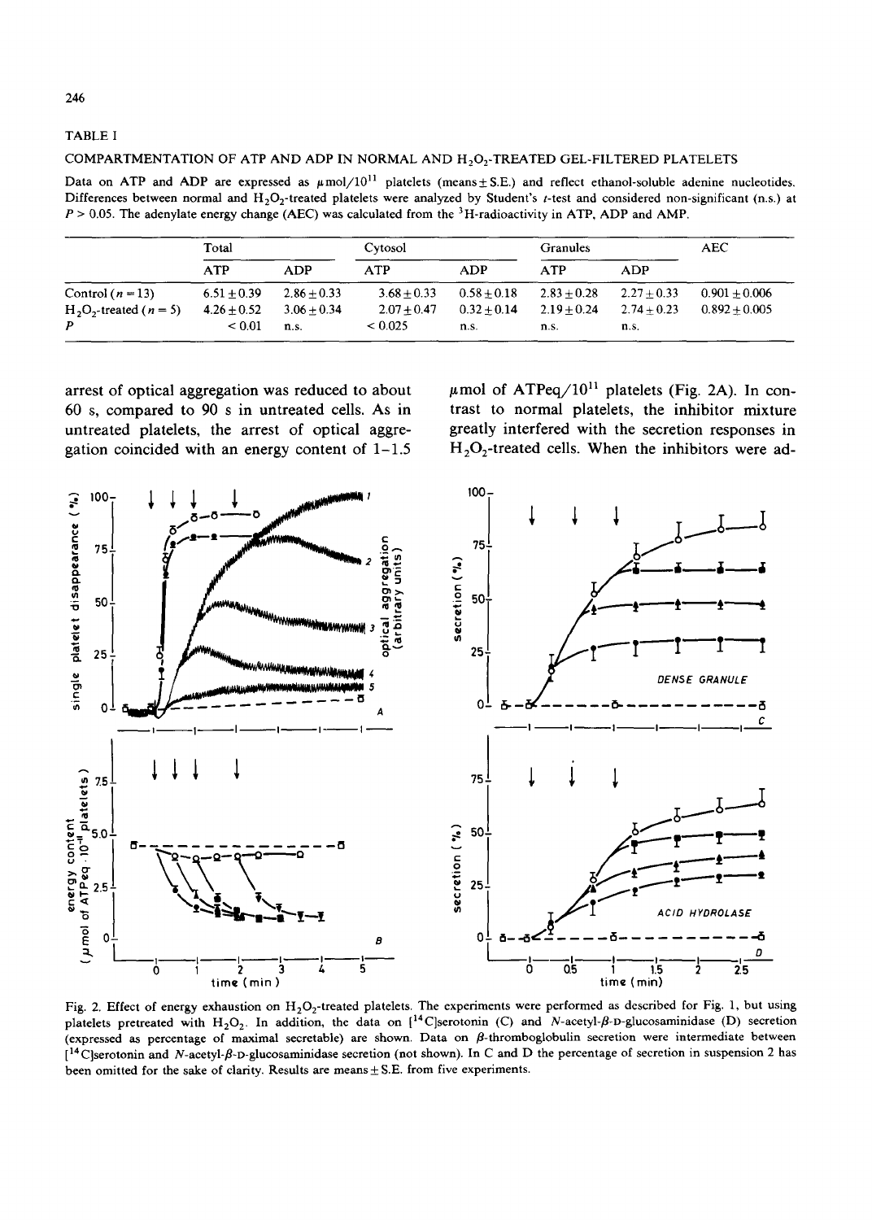TABLE I

COMPARTMENTATION OF ATP AND ADP IN NORMAL AND $H_2O_2$-TREATED GEL-FILTERED PLATELETS

Data on ATP and ADP are expressed as μmol/$10^{11}$ platelets (means ± S.E.) and reflect ethanol-soluble adenine nucleotides. Differences between normal and $H_2O_2$-treated platelets were analyzed by Student's *t*-test and considered non-significant (n.s.) at $P > 0.05$. The adenylate energy change (AEC) was calculated from the $^3$H-radioactivity in ATP, ADP and AMP.

| | Total | | Cytosol | | Granules | | AEC |
|---|---|---|---|---|---|---|---|
| | ATP | ADP | ATP | ADP | ATP | ADP | |
| Control ($n = 13$) | 6.51 ± 0.39 | 2.86 ± 0.33 | 3.68 ± 0.33 | 0.58 ± 0.18 | 2.83 ± 0.28 | 2.27 ± 0.33 | 0.901 ± 0.006 |
| $H_2O_2$-treated ($n = 5$) | 4.26 ± 0.52 | 3.06 ± 0.34 | 2.07 ± 0.47 | 0.32 ± 0.14 | 2.19 ± 0.24 | 2.74 ± 0.23 | 0.892 ± 0.005 |
| $P$ | < 0.01 | n.s. | < 0.025 | n.s. | n.s. | n.s. | |

arrest of optical aggregation was reduced to about 60 s, compared to 90 s in untreated cells. As in untreated platelets, the arrest of optical aggregation coincided with an energy content of 1–1.5 μmol of ATPeq/$10^{11}$ platelets (Fig. 2A). In contrast to normal platelets, the inhibitor mixture greatly interfered with the secretion responses in $H_2O_2$-treated cells. When the inhibitors were ad-

Fig. 2. Effect of energy exhaustion on $H_2O_2$-treated platelets. The experiments were performed as described for Fig. 1, but using platelets pretreated with $H_2O_2$. In addition, the data on [$^{14}$C]serotonin (C) and *N*-acetyl-β-D-glucosaminidase (D) secretion (expressed as percentage of maximal secretable) are shown. Data on β-thromboglobulin secretion were intermediate between [$^{14}$C]serotonin and *N*-acetyl-β-D-glucosaminidase secretion (not shown). In C and D the percentage of secretion in suspension 2 has been omitted for the sake of clarity. Results are means ± S.E. from five experiments.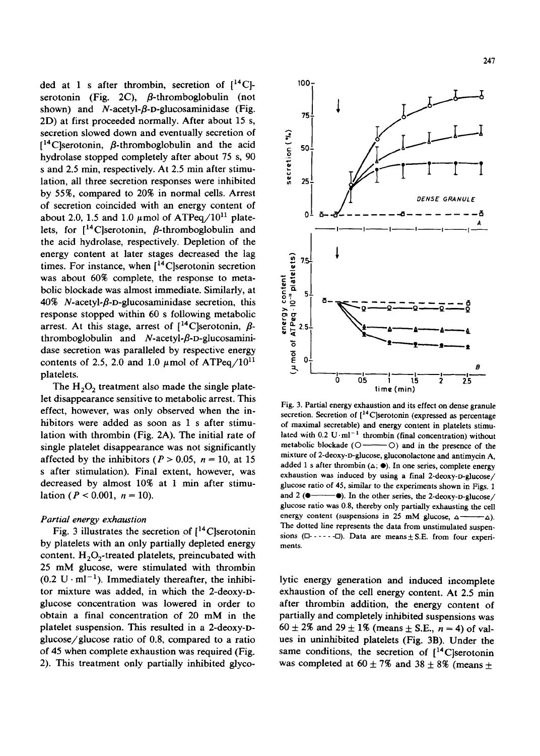ded at 1 s after thrombin, secretion of [$^{14}$C]-serotonin (Fig. 2C), β-thromboglobulin (not shown) and N-acetyl-β-D-glucosaminidase (Fig. 2D) at first proceeded normally. After about 15 s, secretion slowed down and eventually secretion of [$^{14}$C]serotonin, β-thromboglobulin and the acid hydrolase stopped completely after about 75 s, 90 s and 2.5 min, respectively. At 2.5 min after stimulation, all three secretion responses were inhibited by 55%, compared to 20% in normal cells. Arrest of secretion coincided with an energy content of about 2.0, 1.5 and 1.0 μmol of ATPeq/$10^{11}$ platelets, for [$^{14}$C]serotonin, β-thromboglobulin and the acid hydrolase, respectively. Depletion of the energy content at later stages decreased the lag times. For instance, when [$^{14}$C]serotonin secretion was about 60% complete, the response to metabolic blockade was almost immediate. Similarly, at 40% N-acetyl-β-D-glucosaminidase secretion, this response stopped within 60 s following metabolic arrest. At this stage, arrest of [$^{14}$C]serotonin, β-thromboglobulin and N-acetyl-β-D-glucosaminidase secretion was paralleled by respective energy contents of 2.5, 2.0 and 1.0 μmol of ATPeq/$10^{11}$ platelets.

The $H_2O_2$ treatment also made the single platelet disappearance sensitive to metabolic arrest. This effect, however, was only observed when the inhibitors were added as soon as 1 s after stimulation with thrombin (Fig. 2A). The initial rate of single platelet disappearance was not significantly affected by the inhibitors ($P > 0.05$, $n = 10$, at 15 s after stimulation). Final extent, however, was decreased by almost 10% at 1 min after stimulation ($P < 0.001$, $n = 10$).

### Partial energy exhaustion

Fig. 3 illustrates the secretion of [$^{14}$C]serotonin by platelets with an only partially depleted energy content. $H_2O_2$-treated platelets, preincubated with 25 mM glucose, were stimulated with thrombin (0.2 U · ml$^{-1}$). Immediately thereafter, the inhibitor mixture was added, in which the 2-deoxy-D-glucose concentration was lowered in order to obtain a final concentration of 20 mM in the platelet suspension. This resulted in a 2-deoxy-D-glucose/glucose ratio of 0.8, compared to a ratio of 45 when complete exhaustion was required (Fig. 2). This treatment only partially inhibited glycolytic energy generation and induced incomplete exhaustion of the cell energy content. At 2.5 min after thrombin addition, the energy content of partially and completely inhibited suspensions was 60 ± 2% and 29 ± 1% (means ± S.E., $n = 4$) of values in uninhibited platelets (Fig. 3B). Under the same conditions, the secretion of [$^{14}$C]serotonin was completed at 60 ± 7% and 38 ± 8% (means ±

Fig. 3. Partial energy exhaustion and its effect on dense granule secretion. Secretion of [$^{14}$C]serotonin (expressed as percentage of maximal secretable) and energy content in platelets stimulated with 0.2 U·ml$^{-1}$ thrombin (final concentration) without metabolic blockade (○——○) and in the presence of the mixture of 2-deoxy-D-glucose, gluconolactone and antimycin A, added 1 s after thrombin (△; ●). In one series, complete energy exhaustion was induced by using a final 2-deoxy-D-glucose/glucose ratio of 45, similar to the experiments shown in Figs. 1 and 2 (●——●). In the other series, the 2-deoxy-D-glucose/glucose ratio was 0.8, thereby only partially exhausting the cell energy content (suspensions in 25 mM glucose, △——△). The dotted line represents the data from unstimulated suspensions (□- - - - -□). Data are means ± S.E. from four experiments.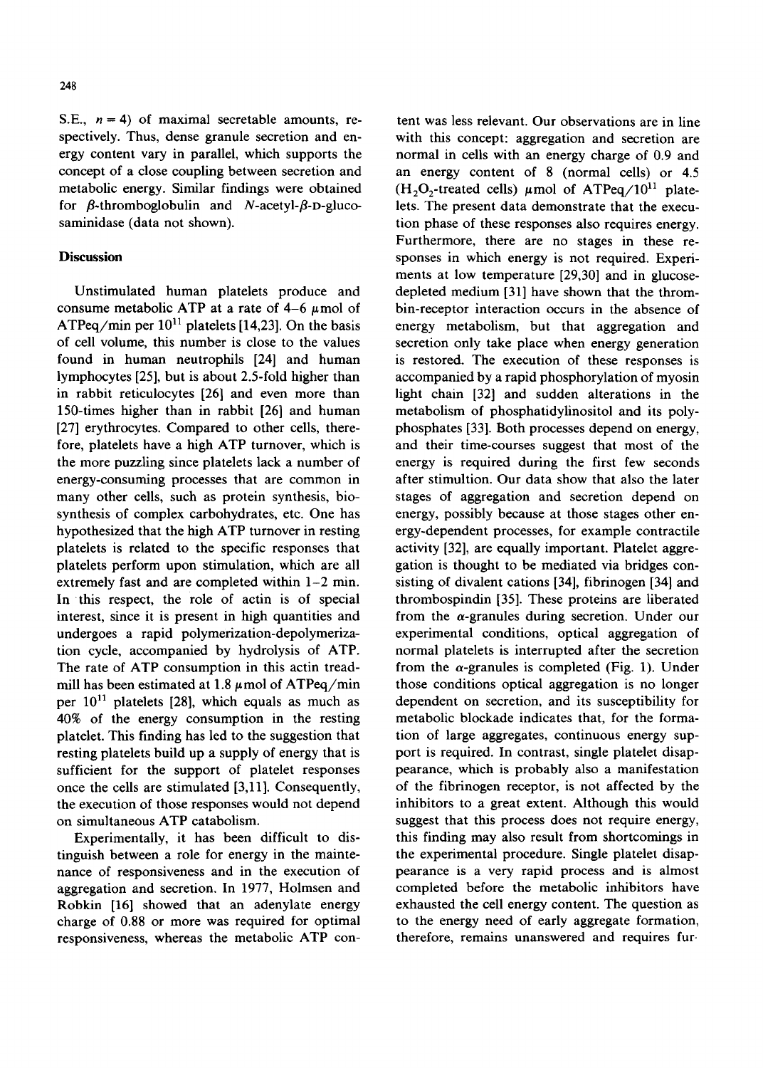S.E., $n = 4$) of maximal secretable amounts, respectively. Thus, dense granule secretion and energy content vary in parallel, which supports the concept of a close coupling between secretion and metabolic energy. Similar findings were obtained for $\beta$-thromboglobulin and $N$-acetyl-$\beta$-D-glucosaminidase (data not shown).

## Discussion

Unstimulated human platelets produce and consume metabolic ATP at a rate of 4–6 $\mu$mol of ATPeq/min per $10^{11}$ platelets [14,23]. On the basis of cell volume, this number is close to the values found in human neutrophils [24] and human lymphocytes [25], but is about 2.5-fold higher than in rabbit reticulocytes [26] and even more than 150-times higher than in rabbit [26] and human [27] erythrocytes. Compared to other cells, therefore, platelets have a high ATP turnover, which is the more puzzling since platelets lack a number of energy-consuming processes that are common in many other cells, such as protein synthesis, biosynthesis of complex carbohydrates, etc. One has hypothesized that the high ATP turnover in resting platelets is related to the specific responses that platelets perform upon stimulation, which are all extremely fast and are completed within 1–2 min. In this respect, the role of actin is of special interest, since it is present in high quantities and undergoes a rapid polymerization-depolymerization cycle, accompanied by hydrolysis of ATP. The rate of ATP consumption in this actin treadmill has been estimated at 1.8 $\mu$mol of ATPeq/min per $10^{11}$ platelets [28], which equals as much as 40% of the energy consumption in the resting platelet. This finding has led to the suggestion that resting platelets build up a supply of energy that is sufficient for the support of platelet responses once the cells are stimulated [3,11]. Consequently, the execution of those responses would not depend on simultaneous ATP catabolism.

Experimentally, it has been difficult to distinguish between a role for energy in the maintenance of responsiveness and in the execution of aggregation and secretion. In 1977, Holmsen and Robkin [16] showed that an adenylate energy charge of 0.88 or more was required for optimal responsiveness, whereas the metabolic ATP content was less relevant. Our observations are in line with this concept: aggregation and secretion are normal in cells with an energy charge of 0.9 and an energy content of 8 (normal cells) or 4.5 ($H_2O_2$-treated cells) $\mu$mol of ATPeq/$10^{11}$ platelets. The present data demonstrate that the execution phase of these responses also requires energy. Furthermore, there are no stages in these responses in which energy is not required. Experiments at low temperature [29,30] and in glucose-depleted medium [31] have shown that the thrombin-receptor interaction occurs in the absence of energy metabolism, but that aggregation and secretion only take place when energy generation is restored. The execution of these responses is accompanied by a rapid phosphorylation of myosin light chain [32] and sudden alterations in the metabolism of phosphatidylinositol and its polyphosphates [33]. Both processes depend on energy, and their time-courses suggest that most of the energy is required during the first few seconds after stimultion. Our data show that also the later stages of aggregation and secretion depend on energy, possibly because at those stages other energy-dependent processes, for example contractile activity [32], are equally important. Platelet aggregation is thought to be mediated via bridges consisting of divalent cations [34], fibrinogen [34] and thrombospindin [35]. These proteins are liberated from the $\alpha$-granules during secretion. Under our experimental conditions, optical aggregation of normal platelets is interrupted after the secretion from the $\alpha$-granules is completed (Fig. 1). Under those conditions optical aggregation is no longer dependent on secretion, and its susceptibility for metabolic blockade indicates that, for the formation of large aggregates, continuous energy support is required. In contrast, single platelet disappearance, which is probably also a manifestation of the fibrinogen receptor, is not affected by the inhibitors to a great extent. Although this would suggest that this process does not require energy, this finding may also result from shortcomings in the experimental procedure. Single platelet disappearance is a very rapid process and is almost completed before the metabolic inhibitors have exhausted the cell energy content. The question as to the energy need of early aggregate formation, therefore, remains unanswered and requires fur-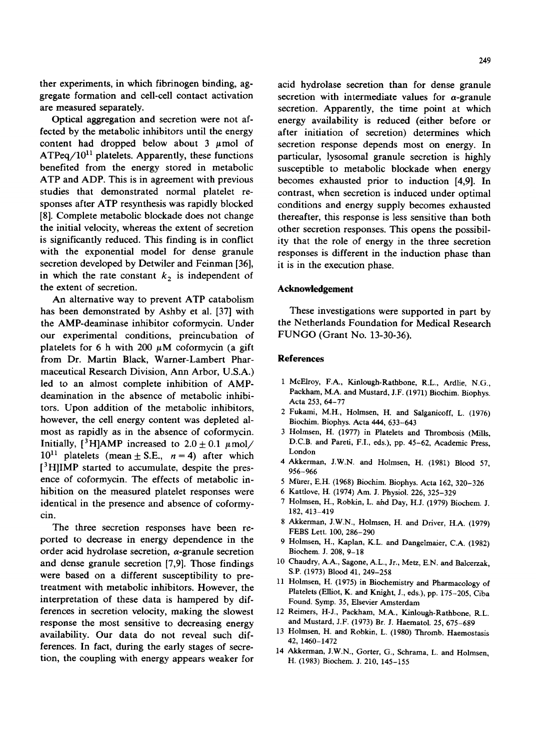ther experiments, in which fibrinogen binding, aggregate formation and cell-cell contact activation are measured separately.

Optical aggregation and secretion were not affected by the metabolic inhibitors until the energy content had dropped below about 3 $\mu$mol of ATPeq/$10^{11}$ platelets. Apparently, these functions benefited from the energy stored in metabolic ATP and ADP. This is in agreement with previous studies that demonstrated normal platelet responses after ATP resynthesis was rapidly blocked [8]. Complete metabolic blockade does not change the initial velocity, whereas the extent of secretion is significantly reduced. This finding is in conflict with the exponential model for dense granule secretion developed by Detwiler and Feinman [36], in which the rate constant $k_2$ is independent of the extent of secretion.

An alternative way to prevent ATP catabolism has been demonstrated by Ashby et al. [37] with the AMP-deaminase inhibitor coformycin. Under our experimental conditions, preincubation of platelets for 6 h with 200 $\mu$M coformycin (a gift from Dr. Martin Black, Warner-Lambert Pharmaceutical Research Division, Ann Arbor, U.S.A.) led to an almost complete inhibition of AMP-deamination in the absence of metabolic inhibitors. Upon addition of the metabolic inhibitors, however, the cell energy content was depleted almost as rapidly as in the absence of coformycin. Initially, [$^3$H]AMP increased to $2.0 \pm 0.1$ $\mu$mol/$10^{11}$ platelets (mean $\pm$ S.E., $n = 4$) after which [$^3$H]IMP started to accumulate, despite the presence of coformycin. The effects of metabolic inhibition on the measured platelet responses were identical in the presence and absence of coformycin.

The three secretion responses have been reported to decrease in energy dependence in the order acid hydrolase secretion, $\alpha$-granule secretion and dense granule secretion [7,9]. Those findings were based on a different susceptibility to pretreatment with metabolic inhibitors. However, the interpretation of these data is hampered by differences in secretion velocity, making the slowest response the most sensitive to decreasing energy availability. Our data do not reveal such differences. In fact, during the early stages of secretion, the coupling with energy appears weaker for acid hydrolase secretion than for dense granule secretion with intermediate values for $\alpha$-granule secretion. Apparently, the time point at which energy availability is reduced (either before or after initiation of secretion) determines which secretion response depends most on energy. In particular, lysosomal granule secretion is highly susceptible to metabolic blockade when energy becomes exhausted prior to induction [4,9]. In contrast, when secretion is induced under optimal conditions and energy supply becomes exhausted thereafter, this response is less sensitive than both other secretion responses. This opens the possibility that the role of energy in the three secretion responses is different in the induction phase than it is in the execution phase.

## Acknowledgement

These investigations were supported in part by the Netherlands Foundation for Medical Research FUNGO (Grant No. 13-30-36).

## References

1 McElroy, F.A., Kinlough-Rathbone, R.L., Ardlie, N.G., Packham, M.A. and Mustard, J.F. (1971) Biochim. Biophys. Acta 253, 64–77

2 Fukami, M.H., Holmsen, H. and Salganicoff, L. (1976) Biochim. Biophys. Acta 444, 633–643

3 Holmsen, H. (1977) in Platelets and Thrombosis (Mills, D.C.B. and Pareti, F.I., eds.), pp. 45–62, Academic Press, London

4 Akkerman, J.W.N. and Holmsen, H. (1981) Blood 57, 956–966

5 Mürer, E.H. (1968) Biochim. Biophys. Acta 162, 320–326

6 Kattlove, H. (1974) Am. J. Physiol. 226, 325–329

7 Holmsen, H., Robkin, L. and Day, H.J. (1979) Biochem. J. 182, 413–419

8 Akkerman, J.W.N., Holmsen, H. and Driver, H.A. (1979) FEBS Lett. 100, 286–290

9 Holmsen, H., Kaplan, K.L. and Dangelmaier, C.A. (1982) Biochem. J. 208, 9–18

10 Chaudry, A.A., Sagone, A.L., Jr., Metz, E.N. and Balcerzak, S.P. (1973) Blood 41, 249–258

11 Holmsen, H. (1975) in Biochemistry and Pharmacology of Platelets (Elliot, K. and Knight, J., eds.), pp. 175–205, Ciba Found. Symp. 35, Elsevier Amsterdam

12 Reimers, H-J., Packham, M.A., Kinlough-Rathbone, R.L. and Mustard, J.F. (1973) Br. J. Haematol. 25, 675–689

13 Holmsen, H. and Robkin, L. (1980) Thromb. Haemostasis 42, 1460–1472

14 Akkerman, J.W.N., Gorter, G., Schrama, L. and Holmsen, H. (1983) Biochem. J. 210, 145–155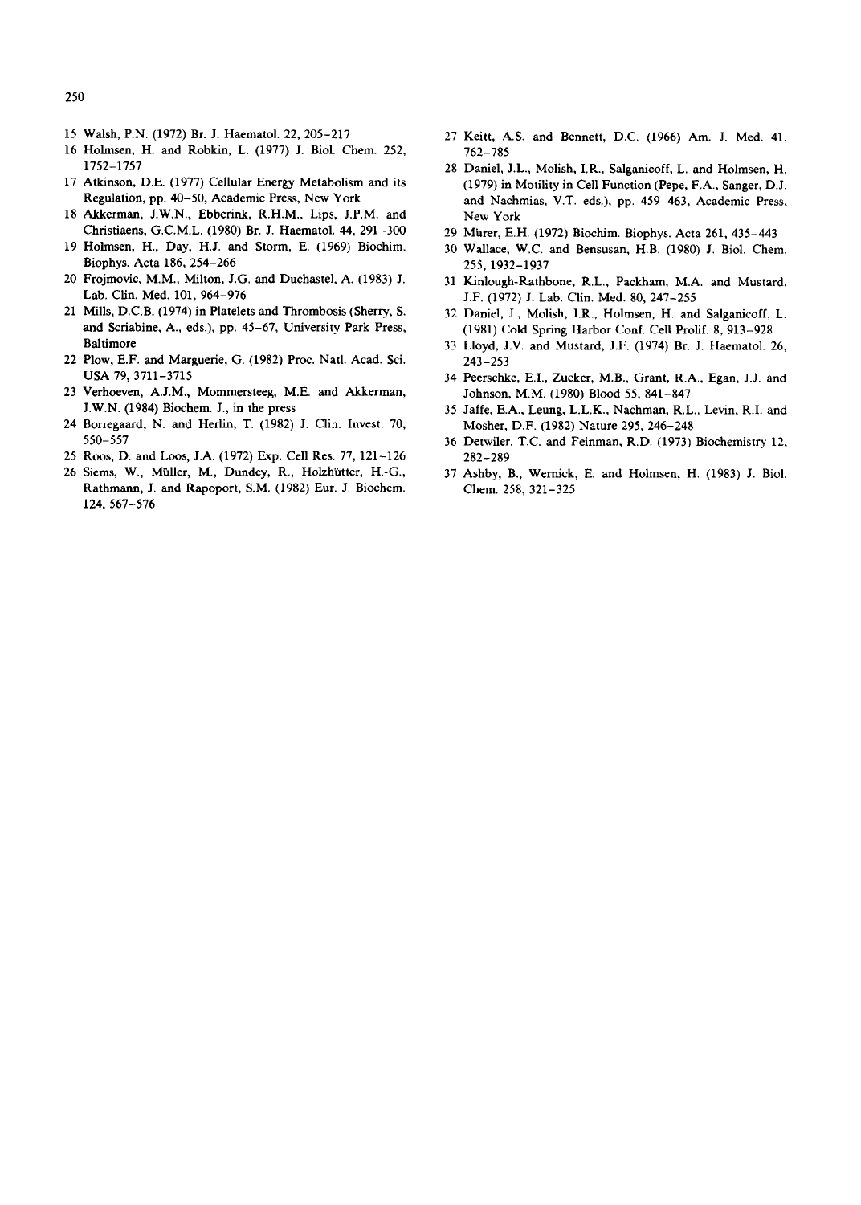15 Walsh, P.N. (1972) Br. J. Haematol. 22, 205–217

16 Holmsen, H. and Robkin, L. (1977) J. Biol. Chem. 252, 1752–1757

17 Atkinson, D.E. (1977) Cellular Energy Metabolism and its Regulation, pp. 40–50, Academic Press, New York

18 Akkerman, J.W.N., Ebberink, R.H.M., Lips, J.P.M. and Christiaens, G.C.M.L. (1980) Br. J. Haematol. 44, 291–300

19 Holmsen, H., Day, H.J. and Storm, E. (1969) Biochim. Biophys. Acta 186, 254–266

20 Frojmovic, M.M., Milton, J.G. and Duchastel, A. (1983) J. Lab. Clin. Med. 101, 964–976

21 Mills, D.C.B. (1974) in Platelets and Thrombosis (Sherry, S. and Scriabine, A., eds.), pp. 45–67, University Park Press, Baltimore

22 Plow, E.F. and Marguerie, G. (1982) Proc. Natl. Acad. Sci. USA 79, 3711–3715

23 Verhoeven, A.J.M., Mommersteeg, M.E. and Akkerman, J.W.N. (1984) Biochem. J., in the press

24 Borregaard, N. and Herlin, T. (1982) J. Clin. Invest. 70, 550–557

25 Roos, D. and Loos, J.A. (1972) Exp. Cell Res. 77, 121–126

26 Siems, W., Müller, M., Dundey, R., Holzhütter, H.-G., Rathmann, J. and Rapoport, S.M. (1982) Eur. J. Biochem. 124, 567–576

27 Keitt, A.S. and Bennett, D.C. (1966) Am. J. Med. 41, 762–785

28 Daniel, J.L., Molish, I.R., Salganicoff, L. and Holmsen, H. (1979) in Motility in Cell Function (Pepe, F.A., Sanger, D.J. and Nachmias, V.T. eds.), pp. 459–463, Academic Press, New York

29 Mürer, E.H. (1972) Biochim. Biophys. Acta 261, 435–443

30 Wallace, W.C. and Bensusan, H.B. (1980) J. Biol. Chem. 255, 1932–1937

31 Kinlough-Rathbone, R.L., Packham, M.A. and Mustard, J.F. (1972) J. Lab. Clin. Med. 80, 247–255

32 Daniel, J., Molish, I.R., Holmsen, H. and Salganicoff, L. (1981) Cold Spring Harbor Conf. Cell Prolif. 8, 913–928

33 Lloyd, J.V. and Mustard, J.F. (1974) Br. J. Haematol. 26, 243–253

34 Peerschke, E.I., Zucker, M.B., Grant, R.A., Egan, J.J. and Johnson, M.M. (1980) Blood 55, 841–847

35 Jaffe, E.A., Leung, L.L.K., Nachman, R.L., Levin, R.I. and Mosher, D.F. (1982) Nature 295, 246–248

36 Detwiler, T.C. and Feinman, R.D. (1973) Biochemistry 12, 282–289

37 Ashby, B., Wernick, E. and Holmsen, H. (1983) J. Biol. Chem. 258, 321–325